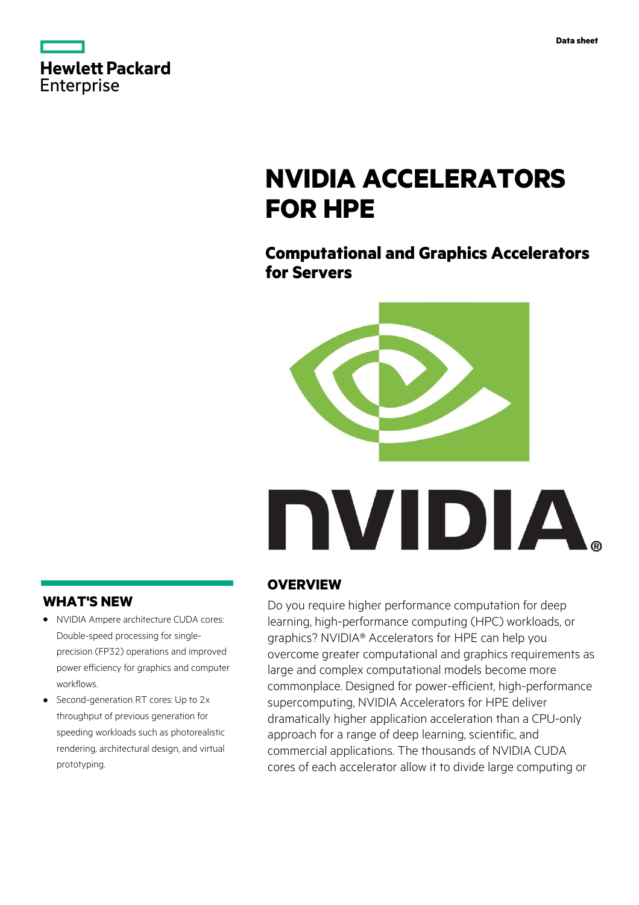Data sheet

# NVIDIA ACCELERATORS FOR HPE

## Computational and Graphics Accelerators for Servers

## OVERVIEW

Do you require higher performance computation for deep learning, high-performance computing (HPC) workloads, or graphics? NVIDIA® Accelerators for HPE can help you overcome greater computational and graphics requirements as large and complex computational models become more commonplace. Designed for power-efficient, high-performance supercomputing, NVIDIA Accelerators for HPE deliver dramatically higher application acceleration than a CPU-only approach for a range of deep learning, scientific, and commercial applications. The thousands of NVIDIA CUDA cores of each accelerator allow it to divide large computing or

## WHAT'S NEW

- NVIDIA Ampere architecture CUDA cores: Double-speed processing for single-precision (FP32) operations and improved power efficiency for graphics and computer workflows.
- Second-generation RT cores: Up to 2x throughput of previous generation for speeding workloads such as photorealistic rendering, architectural design, and virtual prototyping.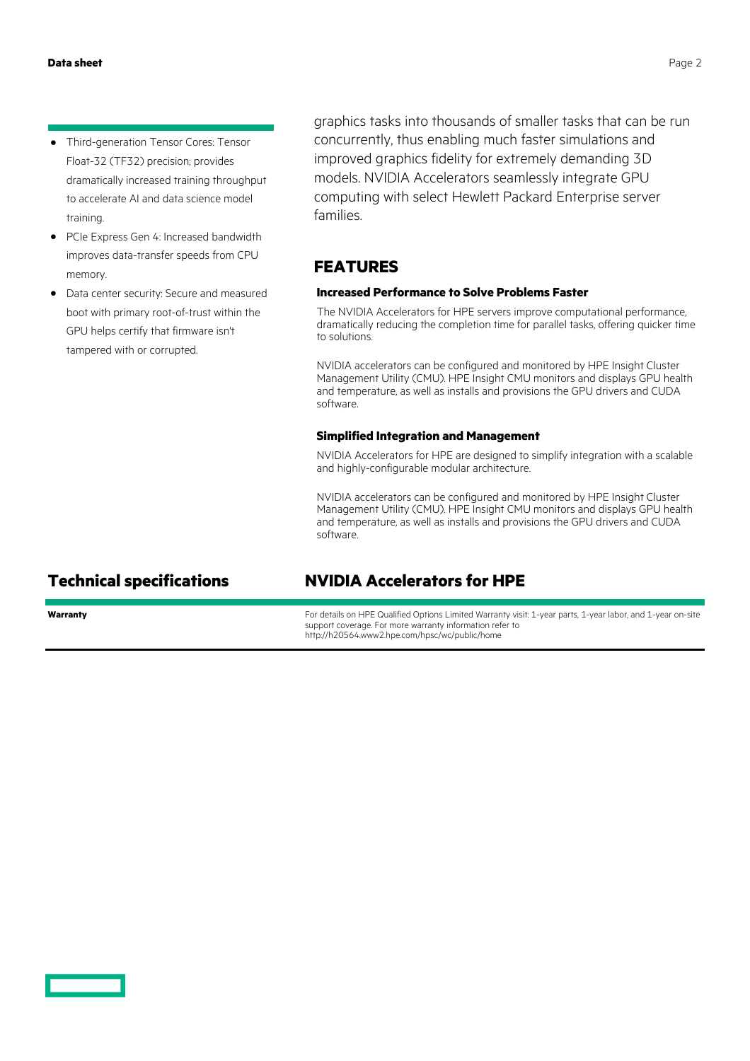- Third-generation Tensor Cores: Tensor Float-32 (TF32) precision; provides dramatically increased training throughput to accelerate AI and data science model training.
- PCIe Express Gen 4: Increased bandwidth improves data-transfer speeds from CPU memory.
- Data center security: Secure and measured boot with primary root-of-trust within the GPU helps certify that firmware isn't tampered with or corrupted.

graphics tasks into thousands of smaller tasks that can be run concurrently, thus enabling much faster simulations and improved graphics fidelity for extremely demanding 3D models. NVIDIA Accelerators seamlessly integrate GPU computing with select Hewlett Packard Enterprise server families.

## FEATURES

### Increased Performance to Solve Problems Faster

The NVIDIA Accelerators for HPE servers improve computational performance, dramatically reducing the completion time for parallel tasks, offering quicker time to solutions.

NVIDIA accelerators can be configured and monitored by HPE Insight Cluster Management Utility (CMU). HPE Insight CMU monitors and displays GPU health and temperature, as well as installs and provisions the GPU drivers and CUDA software.

### Simplified Integration and Management

NVIDIA Accelerators for HPE are designed to simplify integration with a scalable and highly-configurable modular architecture.

NVIDIA accelerators can be configured and monitored by HPE Insight Cluster Management Utility (CMU). HPE Insight CMU monitors and displays GPU health and temperature, as well as installs and provisions the GPU drivers and CUDA software.

## Technical specifications

## NVIDIA Accelerators for HPE

| | |
|---|---|
| **Warranty** | For details on HPE Qualified Options Limited Warranty visit: 1-year parts, 1-year labor, and 1-year on-site support coverage. For more warranty information refer to http://h20564.www2.hpe.com/hpsc/wc/public/home |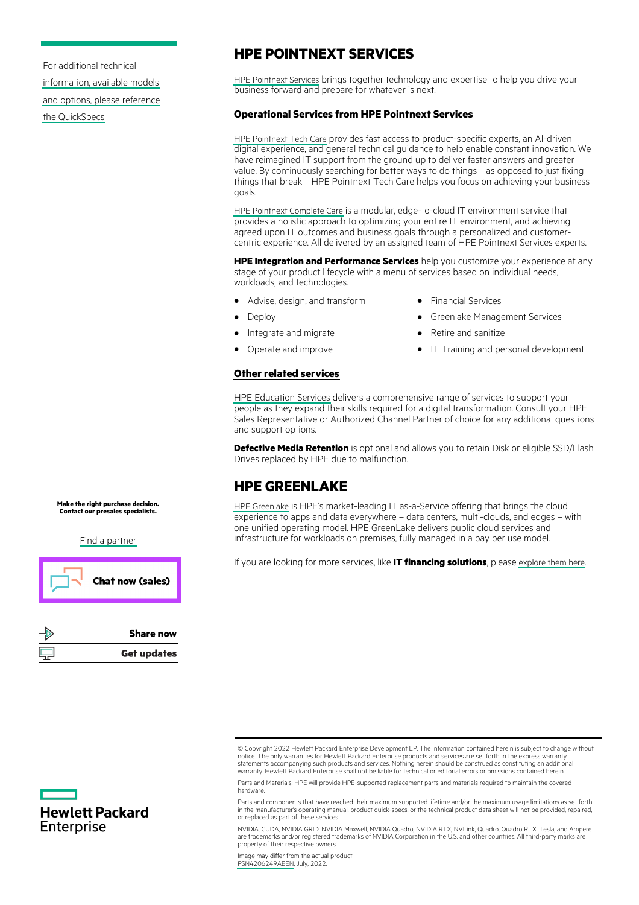For additional technical information, available models and options, please reference the QuickSpecs

## HPE POINTNEXT SERVICES

HPE Pointnext Services brings together technology and expertise to help you drive your business forward and prepare for whatever is next.

### Operational Services from HPE Pointnext Services

HPE Pointnext Tech Care provides fast access to product-specific experts, an AI-driven digital experience, and general technical guidance to help enable constant innovation. We have reimagined IT support from the ground up to deliver faster answers and greater value. By continuously searching for better ways to do things—as opposed to just fixing things that break—HPE Pointnext Tech Care helps you focus on achieving your business goals.

HPE Pointnext Complete Care is a modular, edge-to-cloud IT environment service that provides a holistic approach to optimizing your entire IT environment, and achieving agreed upon IT outcomes and business goals through a personalized and customer-centric experience. All delivered by an assigned team of HPE Pointnext Services experts.

**HPE Integration and Performance Services** help you customize your experience at any stage of your product lifecycle with a menu of services based on individual needs, workloads, and technologies.

- Advise, design, and transform
- Deploy
- Integrate and migrate
- Operate and improve
- Financial Services
- Greenlake Management Services
- Retire and sanitize
- IT Training and personal development

### Other related services

HPE Education Services delivers a comprehensive range of services to support your people as they expand their skills required for a digital transformation. Consult your HPE Sales Representative or Authorized Channel Partner of choice for any additional questions and support options.

**Defective Media Retention** is optional and allows you to retain Disk or eligible SSD/Flash Drives replaced by HPE due to malfunction.

## HPE GREENLAKE

HPE Greenlake is HPE's market-leading IT as-a-Service offering that brings the cloud experience to apps and data everywhere – data centers, multi-clouds, and edges – with one unified operating model. HPE GreenLake delivers public cloud services and infrastructure for workloads on premises, fully managed in a pay per use model.

If you are looking for more services, like **IT financing solutions**, please explore them here.

**Make the right purchase decision. Contact our presales specialists.**

Find a partner

**Chat now (sales)**

**Share now**

**Get updates**

© Copyright 2022 Hewlett Packard Enterprise Development LP. The information contained herein is subject to change without notice. The only warranties for Hewlett Packard Enterprise products and services are set forth in the express warranty statements accompanying such products and services. Nothing herein should be construed as constituting an additional warranty. Hewlett Packard Enterprise shall not be liable for technical or editorial errors or omissions contained herein.

Parts and Materials: HPE will provide HPE-supported replacement parts and materials required to maintain the covered hardware.

Parts and components that have reached their maximum supported lifetime and/or the maximum usage limitations as set forth in the manufacturer's operating manual, product quick-specs, or the technical product data sheet will not be provided, repaired, or replaced as part of these services.

NVIDIA, CUDA, NVIDIA GRID, NVIDIA Maxwell, NVIDIA Quadro, NVIDIA RTX, NVLink, Quadro, Quadro RTX, Tesla, and Ampere are trademarks and/or registered trademarks of NVIDIA Corporation in the U.S. and other countries. All third-party marks are property of their respective owners.

Image may differ from the actual product

PSN4206249AEEN, July, 2022.

**Hewlett Packard Enterprise**